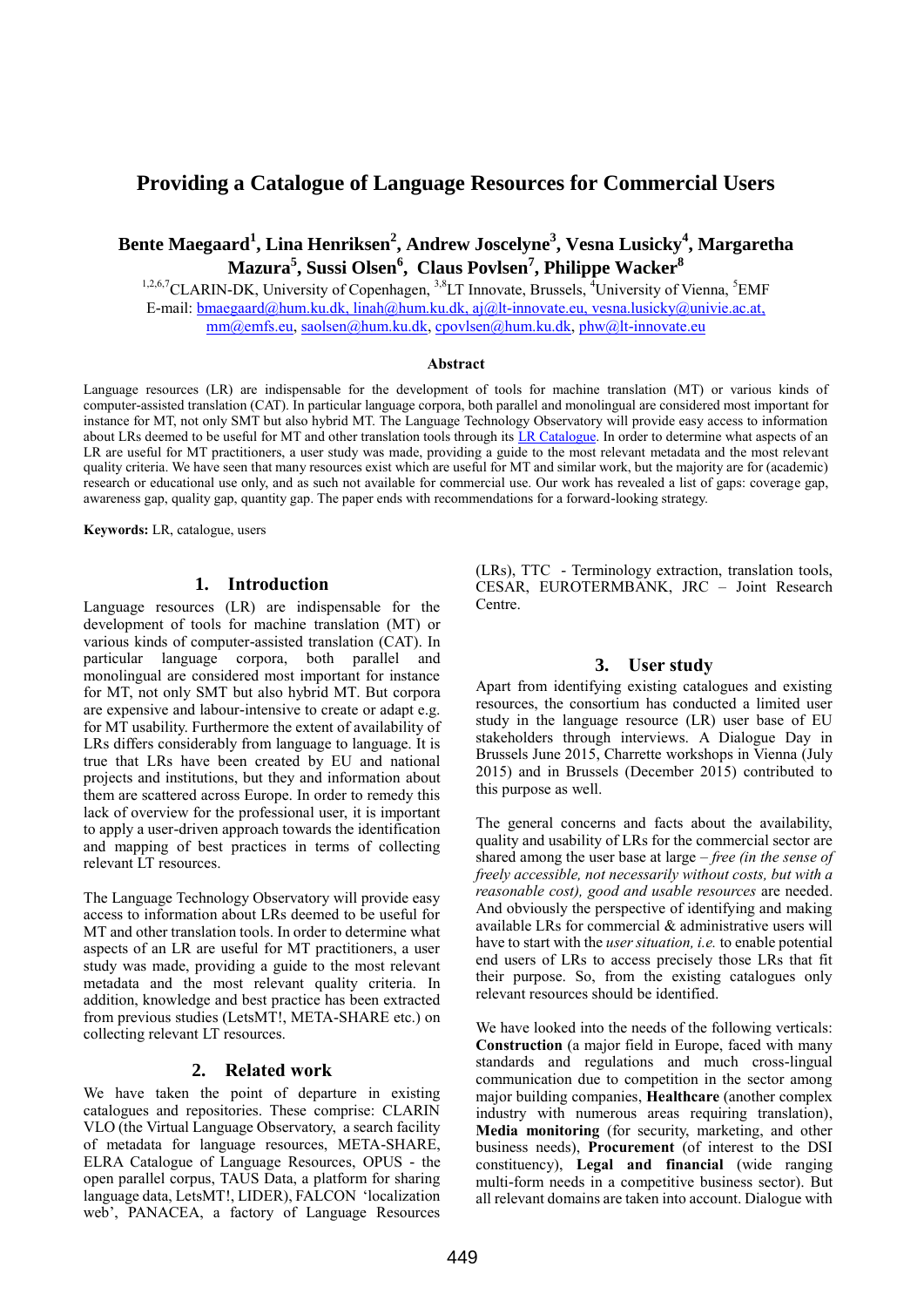# Providing a Catalogue of Language Resources for Commercial Users

**Bente Maegaard[1], Lina Henriksen[2], Andrew Joscelyne[3], Vesna Lusicky[4], Margaretha Mazura[5], Sussi Olsen[6], Claus Povlsen[7], Philippe Wacker[8]**

[1,2,6,7]CLARIN-DK, University of Copenhagen, [3,8]LT Innovate, Brussels, [4]University of Vienna, [5]EMF

E-mail: bmaegaard@hum.ku.dk, linah@hum.ku.dk, aj@lt-innovate.eu, vesna.lusicky@univie.ac.at, mm@emfs.eu, saolsen@hum.ku.dk, cpovlsen@hum.ku.dk, phw@lt-innovate.eu

## Abstract

Language resources (LR) are indispensable for the development of tools for machine translation (MT) or various kinds of computer-assisted translation (CAT). In particular language corpora, both parallel and monolingual are considered most important for instance for MT, not only SMT but also hybrid MT. The Language Technology Observatory will provide easy access to information about LRs deemed to be useful for MT and other translation tools through its LR Catalogue. In order to determine what aspects of an LR are useful for MT practitioners, a user study was made, providing a guide to the most relevant metadata and the most relevant quality criteria. We have seen that many resources exist which are useful for MT and similar work, but the majority are for (academic) research or educational use only, and as such not available for commercial use. Our work has revealed a list of gaps: coverage gap, awareness gap, quality gap, quantity gap. The paper ends with recommendations for a forward-looking strategy.

**Keywords:** LR, catalogue, users

## 1. Introduction

Language resources (LR) are indispensable for the development of tools for machine translation (MT) or various kinds of computer-assisted translation (CAT). In particular language corpora, both parallel and monolingual are considered most important for instance for MT, not only SMT but also hybrid MT. But corpora are expensive and labour-intensive to create or adapt e.g. for MT usability. Furthermore the extent of availability of LRs differs considerably from language to language. It is true that LRs have been created by EU and national projects and institutions, but they and information about them are scattered across Europe. In order to remedy this lack of overview for the professional user, it is important to apply a user-driven approach towards the identification and mapping of best practices in terms of collecting relevant LT resources.

The Language Technology Observatory will provide easy access to information about LRs deemed to be useful for MT and other translation tools. In order to determine what aspects of an LR are useful for MT practitioners, a user study was made, providing a guide to the most relevant metadata and the most relevant quality criteria. In addition, knowledge and best practice has been extracted from previous studies (LetsMT!, META-SHARE etc.) on collecting relevant LT resources.

## 2. Related work

We have taken the point of departure in existing catalogues and repositories. These comprise: CLARIN VLO (the Virtual Language Observatory, a search facility of metadata for language resources, META-SHARE, ELRA Catalogue of Language Resources, OPUS - the open parallel corpus, TAUS Data, a platform for sharing language data, LetsMT!, LIDER), FALCON 'localization web', PANACEA, a factory of Language Resources (LRs), TTC - Terminology extraction, translation tools, CESAR, EUROTERMBANK, JRC – Joint Research Centre.

## 3. User study

Apart from identifying existing catalogues and existing resources, the consortium has conducted a limited user study in the language resource (LR) user base of EU stakeholders through interviews. A Dialogue Day in Brussels June 2015, Charrette workshops in Vienna (July 2015) and in Brussels (December 2015) contributed to this purpose as well.

The general concerns and facts about the availability, quality and usability of LRs for the commercial sector are shared among the user base at large – *free (in the sense of freely accessible, not necessarily without costs, but with a reasonable cost), good and usable resources* are needed. And obviously the perspective of identifying and making available LRs for commercial & administrative users will have to start with the *user situation, i.e.* to enable potential end users of LRs to access precisely those LRs that fit their purpose. So, from the existing catalogues only relevant resources should be identified.

We have looked into the needs of the following verticals: **Construction** (a major field in Europe, faced with many standards and regulations and much cross-lingual communication due to competition in the sector among major building companies, **Healthcare** (another complex industry with numerous areas requiring translation), **Media monitoring** (for security, marketing, and other business needs), **Procurement** (of interest to the DSI constituency), **Legal and financial** (wide ranging multi-form needs in a competitive business sector). But all relevant domains are taken into account. Dialogue with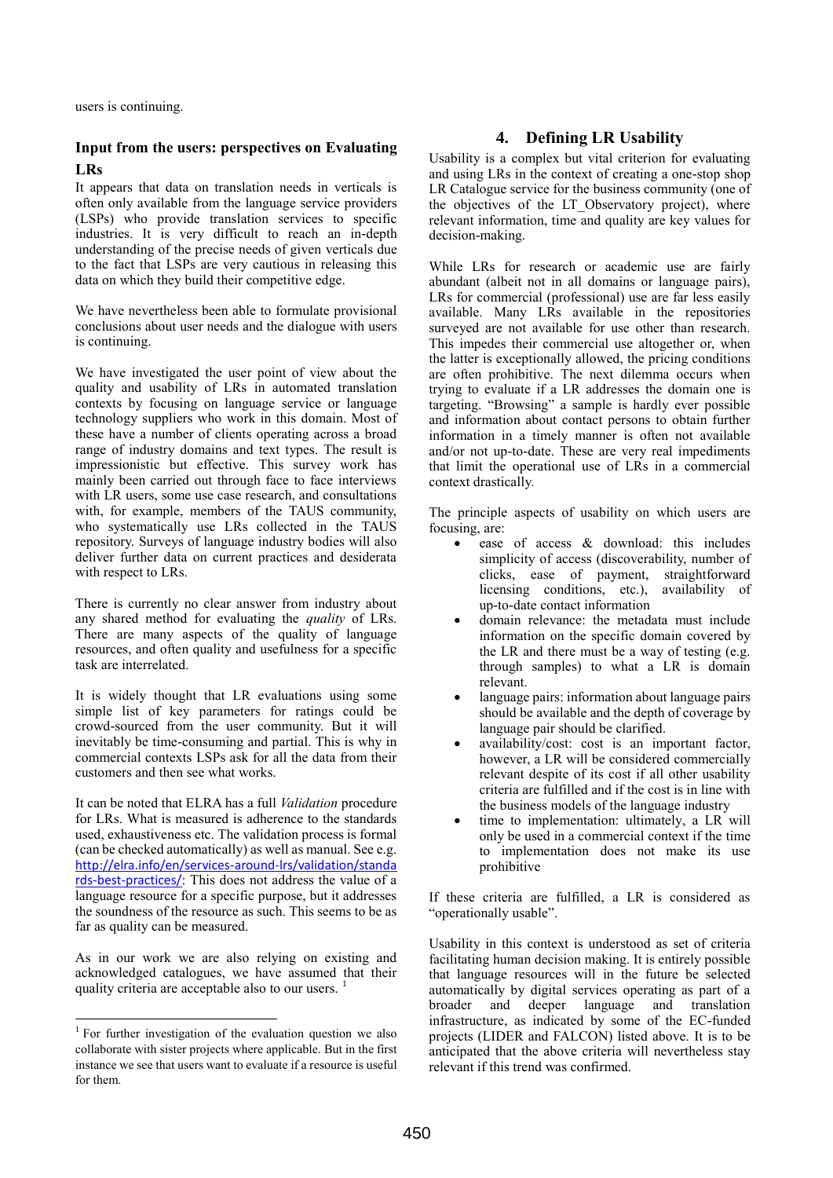users is continuing.

### Input from the users: perspectives on Evaluating LRs

It appears that data on translation needs in verticals is often only available from the language service providers (LSPs) who provide translation services to specific industries. It is very difficult to reach an in-depth understanding of the precise needs of given verticals due to the fact that LSPs are very cautious in releasing this data on which they build their competitive edge.

We have nevertheless been able to formulate provisional conclusions about user needs and the dialogue with users is continuing.

We have investigated the user point of view about the quality and usability of LRs in automated translation contexts by focusing on language service or language technology suppliers who work in this domain. Most of these have a number of clients operating across a broad range of industry domains and text types. The result is impressionistic but effective. This survey work has mainly been carried out through face to face interviews with LR users, some use case research, and consultations with, for example, members of the TAUS community, who systematically use LRs collected in the TAUS repository. Surveys of language industry bodies will also deliver further data on current practices and desiderata with respect to LRs.

There is currently no clear answer from industry about any shared method for evaluating the *quality* of LRs. There are many aspects of the quality of language resources, and often quality and usefulness for a specific task are interrelated.

It is widely thought that LR evaluations using some simple list of key parameters for ratings could be crowd-sourced from the user community. But it will inevitably be time-consuming and partial. This is why in commercial contexts LSPs ask for all the data from their customers and then see what works.

It can be noted that ELRA has a full *Validation* procedure for LRs. What is measured is adherence to the standards used, exhaustiveness etc. The validation process is formal (can be checked automatically) as well as manual. See e.g. http://elra.info/en/services-around-lrs/validation/standards-best-practices/: This does not address the value of a language resource for a specific purpose, but it addresses the soundness of the resource as such. This seems to be as far as quality can be measured.

As in our work we are also relying on existing and acknowledged catalogues, we have assumed that their quality criteria are acceptable also to our users. [1]

[1] For further investigation of the evaluation question we also collaborate with sister projects where applicable. But in the first instance we see that users want to evaluate if a resource is useful for them.

## 4. Defining LR Usability

Usability is a complex but vital criterion for evaluating and using LRs in the context of creating a one-stop shop LR Catalogue service for the business community (one of the objectives of the LT_Observatory project), where relevant information, time and quality are key values for decision-making.

While LRs for research or academic use are fairly abundant (albeit not in all domains or language pairs), LRs for commercial (professional) use are far less easily available. Many LRs available in the repositories surveyed are not available for use other than research. This impedes their commercial use altogether or, when the latter is exceptionally allowed, the pricing conditions are often prohibitive. The next dilemma occurs when trying to evaluate if a LR addresses the domain one is targeting. "Browsing" a sample is hardly ever possible and information about contact persons to obtain further information in a timely manner is often not available and/or not up-to-date. These are very real impediments that limit the operational use of LRs in a commercial context drastically.

The principle aspects of usability on which users are focusing, are:

- ease of access & download: this includes simplicity of access (discoverability, number of clicks, ease of payment, straightforward licensing conditions, etc.), availability of up-to-date contact information
- domain relevance: the metadata must include information on the specific domain covered by the LR and there must be a way of testing (e.g. through samples) to what a LR is domain relevant.
- language pairs: information about language pairs should be available and the depth of coverage by language pair should be clarified.
- availability/cost: cost is an important factor, however, a LR will be considered commercially relevant despite of its cost if all other usability criteria are fulfilled and if the cost is in line with the business models of the language industry
- time to implementation: ultimately, a LR will only be used in a commercial context if the time to implementation does not make its use prohibitive

If these criteria are fulfilled, a LR is considered as "operationally usable".

Usability in this context is understood as set of criteria facilitating human decision making. It is entirely possible that language resources will in the future be selected automatically by digital services operating as part of a broader and deeper language and translation infrastructure, as indicated by some of the EC-funded projects (LIDER and FALCON) listed above. It is to be anticipated that the above criteria will nevertheless stay relevant if this trend was confirmed.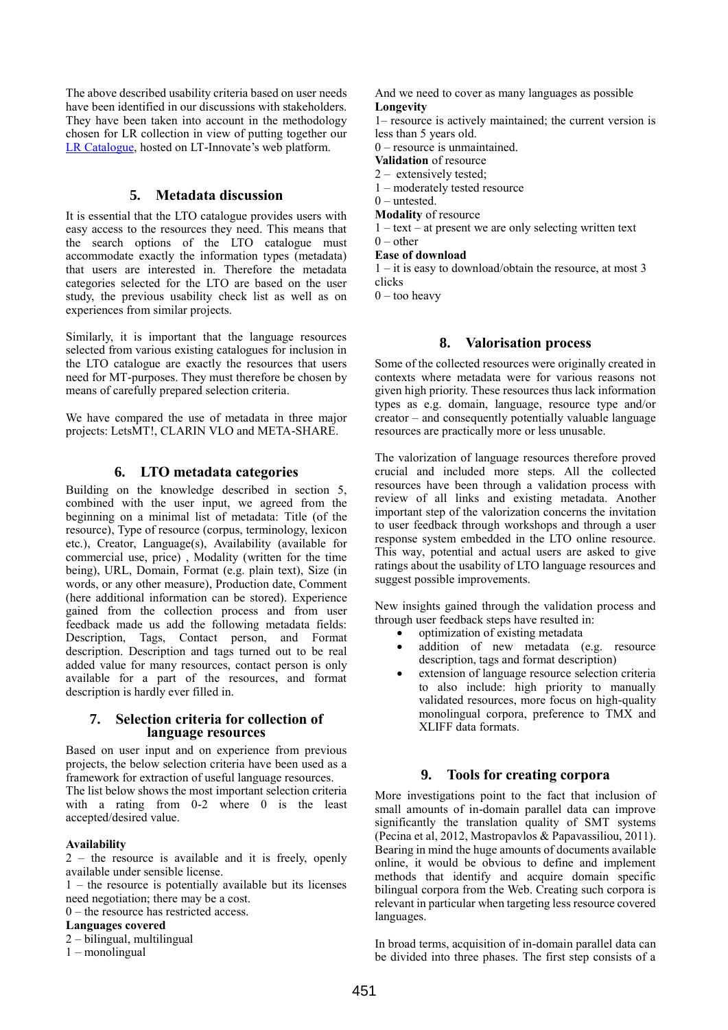The above described usability criteria based on user needs have been identified in our discussions with stakeholders. They have been taken into account in the methodology chosen for LR collection in view of putting together our LR Catalogue, hosted on LT-Innovate's web platform.

## 5. Metadata discussion

It is essential that the LTO catalogue provides users with easy access to the resources they need. This means that the search options of the LTO catalogue must accommodate exactly the information types (metadata) that users are interested in. Therefore the metadata categories selected for the LTO are based on the user study, the previous usability check list as well as on experiences from similar projects.

Similarly, it is important that the language resources selected from various existing catalogues for inclusion in the LTO catalogue are exactly the resources that users need for MT-purposes. They must therefore be chosen by means of carefully prepared selection criteria.

We have compared the use of metadata in three major projects: LetsMT!, CLARIN VLO and META-SHARE.

## 6. LTO metadata categories

Building on the knowledge described in section 5, combined with the user input, we agreed from the beginning on a minimal list of metadata: Title (of the resource), Type of resource (corpus, terminology, lexicon etc.), Creator, Language(s), Availability (available for commercial use, price) , Modality (written for the time being), URL, Domain, Format (e.g. plain text), Size (in words, or any other measure), Production date, Comment (here additional information can be stored). Experience gained from the collection process and from user feedback made us add the following metadata fields: Description, Tags, Contact person, and Format description. Description and tags turned out to be real added value for many resources, contact person is only available for a part of the resources, and format description is hardly ever filled in.

## 7. Selection criteria for collection of language resources

Based on user input and on experience from previous projects, the below selection criteria have been used as a framework for extraction of useful language resources.
The list below shows the most important selection criteria with a rating from 0-2 where 0 is the least accepted/desired value.

**Availability**
2 – the resource is available and it is freely, openly available under sensible license.
1 – the resource is potentially available but its licenses need negotiation; there may be a cost.
0 – the resource has restricted access.
**Languages covered**
2 – bilingual, multilingual
1 – monolingual
And we need to cover as many languages as possible
**Longevity**
1– resource is actively maintained; the current version is less than 5 years old.
0 – resource is unmaintained.
**Validation** of resource
2 – extensively tested;
1 – moderately tested resource
0 – untested.
**Modality** of resource
1 – text – at present we are only selecting written text
0 – other
**Ease of download**
1 – it is easy to download/obtain the resource, at most 3 clicks
0 – too heavy

## 8. Valorisation process

Some of the collected resources were originally created in contexts where metadata were for various reasons not given high priority. These resources thus lack information types as e.g. domain, language, resource type and/or creator – and consequently potentially valuable language resources are practically more or less unusable.

The valorization of language resources therefore proved crucial and included more steps. All the collected resources have been through a validation process with review of all links and existing metadata. Another important step of the valorization concerns the invitation to user feedback through workshops and through a user response system embedded in the LTO online resource. This way, potential and actual users are asked to give ratings about the usability of LTO language resources and suggest possible improvements.

New insights gained through the validation process and through user feedback steps have resulted in:

- optimization of existing metadata
- addition of new metadata (e.g. resource description, tags and format description)
- extension of language resource selection criteria to also include: high priority to manually validated resources, more focus on high-quality monolingual corpora, preference to TMX and XLIFF data formats.

## 9. Tools for creating corpora

More investigations point to the fact that inclusion of small amounts of in-domain parallel data can improve significantly the translation quality of SMT systems (Pecina et al, 2012, Mastropavlos & Papavassiliou, 2011). Bearing in mind the huge amounts of documents available online, it would be obvious to define and implement methods that identify and acquire domain specific bilingual corpora from the Web. Creating such corpora is relevant in particular when targeting less resource covered languages.

In broad terms, acquisition of in-domain parallel data can be divided into three phases. The first step consists of a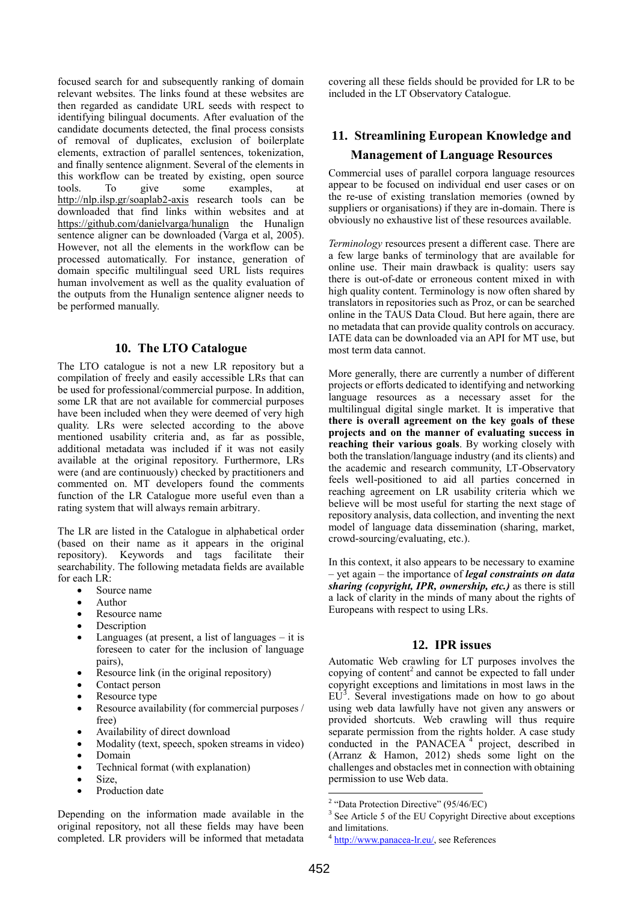focused search for and subsequently ranking of domain relevant websites. The links found at these websites are then regarded as candidate URL seeds with respect to identifying bilingual documents. After evaluation of the candidate documents detected, the final process consists of removal of duplicates, exclusion of boilerplate elements, extraction of parallel sentences, tokenization, and finally sentence alignment. Several of the elements in this workflow can be treated by existing, open source tools. To give some examples, at http://nlp.ilsp.gr/soaplab2-axis research tools can be downloaded that find links within websites and at https://github.com/danielvarga/hunalign the Hunalign sentence aligner can be downloaded (Varga et al, 2005). However, not all the elements in the workflow can be processed automatically. For instance, generation of domain specific multilingual seed URL lists requires human involvement as well as the quality evaluation of the outputs from the Hunalign sentence aligner needs to be performed manually.

## 10. The LTO Catalogue

The LTO catalogue is not a new LR repository but a compilation of freely and easily accessible LRs that can be used for professional/commercial purpose. In addition, some LR that are not available for commercial purposes have been included when they were deemed of very high quality. LRs were selected according to the above mentioned usability criteria and, as far as possible, additional metadata was included if it was not easily available at the original repository. Furthermore, LRs were (and are continuously) checked by practitioners and commented on. MT developers found the comments function of the LR Catalogue more useful even than a rating system that will always remain arbitrary.

The LR are listed in the Catalogue in alphabetical order (based on their name as it appears in the original repository). Keywords and tags facilitate their searchability. The following metadata fields are available for each LR:

- Source name
- Author
- Resource name
- Description
- Languages (at present, a list of languages – it is foreseen to cater for the inclusion of language pairs),
- Resource link (in the original repository)
- Contact person
- Resource type
- Resource availability (for commercial purposes / free)
- Availability of direct download
- Modality (text, speech, spoken streams in video)
- Domain
- Technical format (with explanation)
- Size,
- Production date

Depending on the information made available in the original repository, not all these fields may have been completed. LR providers will be informed that metadata covering all these fields should be provided for LR to be included in the LT Observatory Catalogue.

## 11. Streamlining European Knowledge and Management of Language Resources

Commercial uses of parallel corpora language resources appear to be focused on individual end user cases or on the re-use of existing translation memories (owned by suppliers or organisations) if they are in-domain. There is obviously no exhaustive list of these resources available.

*Terminology* resources present a different case. There are a few large banks of terminology that are available for online use. Their main drawback is quality: users say there is out-of-date or erroneous content mixed in with high quality content. Terminology is now often shared by translators in repositories such as Proz, or can be searched online in the TAUS Data Cloud. But here again, there are no metadata that can provide quality controls on accuracy. IATE data can be downloaded via an API for MT use, but most term data cannot.

More generally, there are currently a number of different projects or efforts dedicated to identifying and networking language resources as a necessary asset for the multilingual digital single market. It is imperative that **there is overall agreement on the key goals of these projects and on the manner of evaluating success in reaching their various goals**. By working closely with both the translation/language industry (and its clients) and the academic and research community, LT-Observatory feels well-positioned to aid all parties concerned in reaching agreement on LR usability criteria which we believe will be most useful for starting the next stage of repository analysis, data collection, and inventing the next model of language data dissemination (sharing, market, crowd-sourcing/evaluating, etc.).

In this context, it also appears to be necessary to examine – yet again – the importance of ***legal constraints on data sharing (copyright, IPR, ownership, etc.)*** as there is still a lack of clarity in the minds of many about the rights of Europeans with respect to using LRs.

## 12. IPR issues

Automatic Web crawling for LT purposes involves the copying of content[2] and cannot be expected to fall under copyright exceptions and limitations in most laws in the EU[3]. Several investigations made on how to go about using web data lawfully have not given any answers or provided shortcuts. Web crawling will thus require separate permission from the rights holder. A case study conducted in the PANACEA[4] project, described in (Arranz & Hamon, 2012) sheds some light on the challenges and obstacles met in connection with obtaining permission to use Web data.

[2] "Data Protection Directive" (95/46/EC)

[3] See Article 5 of the EU Copyright Directive about exceptions and limitations.

[4] http://www.panacea-lr.eu/, see References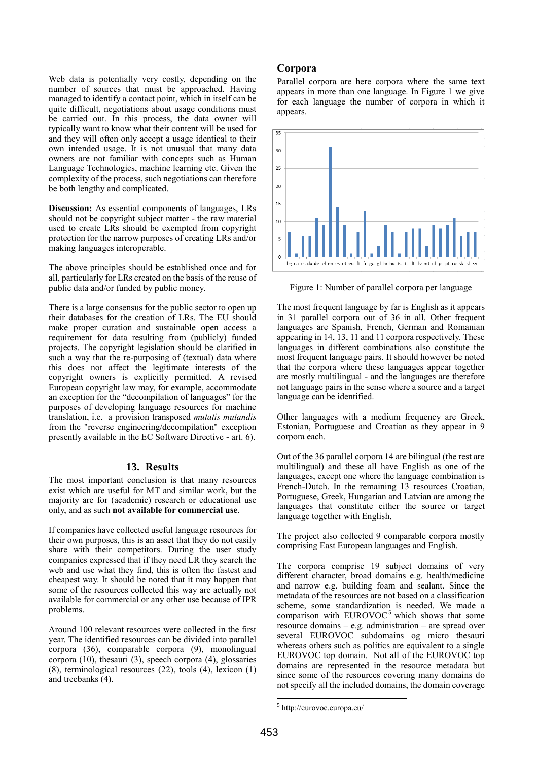Web data is potentially very costly, depending on the number of sources that must be approached. Having managed to identify a contact point, which in itself can be quite difficult, negotiations about usage conditions must be carried out. In this process, the data owner will typically want to know what their content will be used for and they will often only accept a usage identical to their own intended usage. It is not unusual that many data owners are not familiar with concepts such as Human Language Technologies, machine learning etc. Given the complexity of the process, such negotiations can therefore be both lengthy and complicated.

**Discussion:** As essential components of languages, LRs should not be copyright subject matter - the raw material used to create LRs should be exempted from copyright protection for the narrow purposes of creating LRs and/or making languages interoperable.

The above principles should be established once and for all, particularly for LRs created on the basis of the reuse of public data and/or funded by public money.

There is a large consensus for the public sector to open up their databases for the creation of LRs. The EU should make proper curation and sustainable open access a requirement for data resulting from (publicly) funded projects. The copyright legislation should be clarified in such a way that the re-purposing of (textual) data where this does not affect the legitimate interests of the copyright owners is explicitly permitted. A revised European copyright law may, for example, accommodate an exception for the "decompilation of languages" for the purposes of developing language resources for machine translation, i.e. a provision transposed *mutatis mutandis* from the "reverse engineering/decompilation" exception presently available in the EC Software Directive - art. 6).

## 13. Results

The most important conclusion is that many resources exist which are useful for MT and similar work, but the majority are for (academic) research or educational use only, and as such **not available for commercial use**.

If companies have collected useful language resources for their own purposes, this is an asset that they do not easily share with their competitors. During the user study companies expressed that if they need LR they search the web and use what they find, this is often the fastest and cheapest way. It should be noted that it may happen that some of the resources collected this way are actually not available for commercial or any other use because of IPR problems.

Around 100 relevant resources were collected in the first year. The identified resources can be divided into parallel corpora (36), comparable corpora (9), monolingual corpora (10), thesauri (3), speech corpora (4), glossaries (8), terminological resources (22), tools (4), lexicon (1) and treebanks (4).

### Corpora

Parallel corpora are here corpora where the same text appears in more than one language. In Figure 1 we give for each language the number of corpora in which it appears.

Figure 1: Number of parallel corpora per language

The most frequent language by far is English as it appears in 31 parallel corpora out of 36 in all. Other frequent languages are Spanish, French, German and Romanian appearing in 14, 13, 11 and 11 corpora respectively. These languages in different combinations also constitute the most frequent language pairs. It should however be noted that the corpora where these languages appear together are mostly multilingual - and the languages are therefore not language pairs in the sense where a source and a target language can be identified.

Other languages with a medium frequency are Greek, Estonian, Portuguese and Croatian as they appear in 9 corpora each.

Out of the 36 parallel corpora 14 are bilingual (the rest are multilingual) and these all have English as one of the languages, except one where the language combination is French-Dutch. In the remaining 13 resources Croatian, Portuguese, Greek, Hungarian and Latvian are among the languages that constitute either the source or target language together with English.

The project also collected 9 comparable corpora mostly comprising East European languages and English.

The corpora comprise 19 subject domains of very different character, broad domains e.g. health/medicine and narrow e.g. building foam and sealant. Since the metadata of the resources are not based on a classification scheme, some standardization is needed. We made a comparison with EUROVOC[5] which shows that some resource domains – e.g. administration – are spread over several EUROVOC subdomains og micro thesauri whereas others such as politics are equivalent to a single EUROVOC top domain. Not all of the EUROVOC top domains are represented in the resource metadata but since some of the resources covering many domains do not specify all the included domains, the domain coverage

[5] http://eurovoc.europa.eu/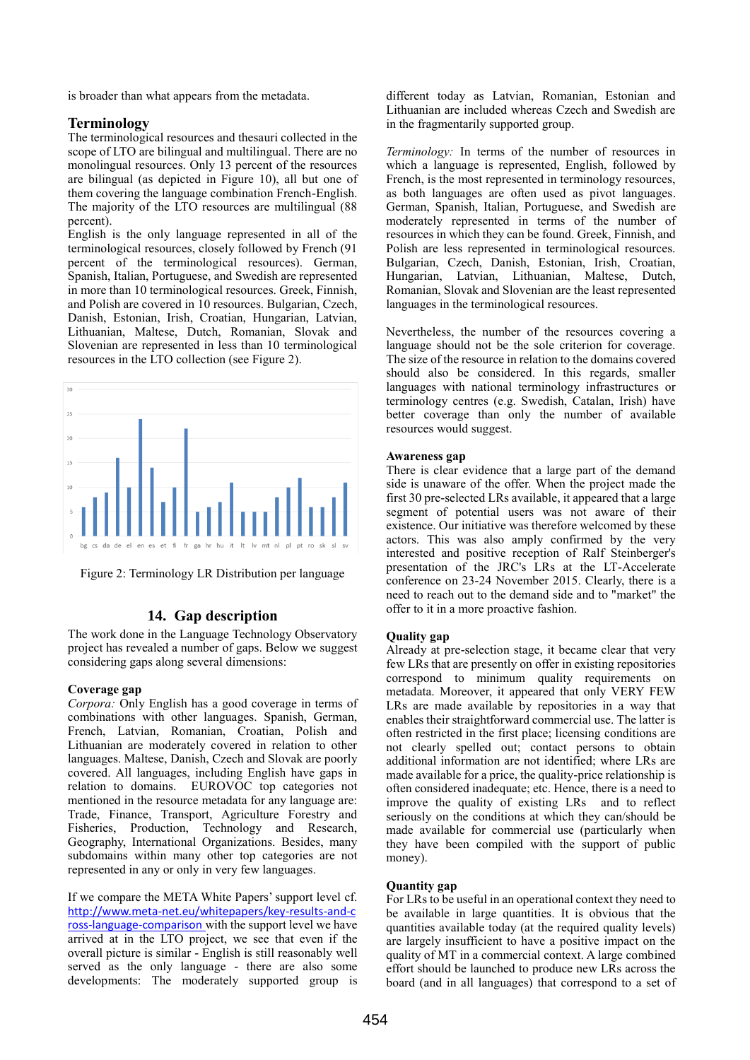is broader than what appears from the metadata.

### Terminology

The terminological resources and thesauri collected in the scope of LTO are bilingual and multilingual. There are no monolingual resources. Only 13 percent of the resources are bilingual (as depicted in Figure 10), all but one of them covering the language combination French-English. The majority of the LTO resources are multilingual (88 percent).

English is the only language represented in all of the terminological resources, closely followed by French (91 percent of the terminological resources). German, Spanish, Italian, Portuguese, and Swedish are represented in more than 10 terminological resources. Greek, Finnish, and Polish are covered in 10 resources. Bulgarian, Czech, Danish, Estonian, Irish, Croatian, Hungarian, Latvian, Lithuanian, Maltese, Dutch, Romanian, Slovak and Slovenian are represented in less than 10 terminological resources in the LTO collection (see Figure 2).

Figure 2: Terminology LR Distribution per language

## 14. Gap description

The work done in the Language Technology Observatory project has revealed a number of gaps. Below we suggest considering gaps along several dimensions:

### Coverage gap

*Corpora:* Only English has a good coverage in terms of combinations with other languages. Spanish, German, French, Latvian, Romanian, Croatian, Polish and Lithuanian are moderately covered in relation to other languages. Maltese, Danish, Czech and Slovak are poorly covered. All languages, including English have gaps in relation to domains. EUROVOC top categories not mentioned in the resource metadata for any language are: Trade, Finance, Transport, Agriculture Forestry and Fisheries, Production, Technology and Research, Geography, International Organizations. Besides, many subdomains within many other top categories are not represented in any or only in very few languages.

If we compare the META White Papers' support level cf. http://www.meta-net.eu/whitepapers/key-results-and-cross-language-comparison with the support level we have arrived at in the LTO project, we see that even if the overall picture is similar - English is still reasonably well served as the only language - there are also some developments: The moderately supported group is different today as Latvian, Romanian, Estonian and Lithuanian are included whereas Czech and Swedish are in the fragmentarily supported group.

*Terminology:* In terms of the number of resources in which a language is represented, English, followed by French, is the most represented in terminology resources, as both languages are often used as pivot languages. German, Spanish, Italian, Portuguese, and Swedish are moderately represented in terms of the number of resources in which they can be found. Greek, Finnish, and Polish are less represented in terminological resources. Bulgarian, Czech, Danish, Estonian, Irish, Croatian, Hungarian, Latvian, Lithuanian, Maltese, Dutch, Romanian, Slovak and Slovenian are the least represented languages in the terminological resources.

Nevertheless, the number of the resources covering a language should not be the sole criterion for coverage. The size of the resource in relation to the domains covered should also be considered. In this regards, smaller languages with national terminology infrastructures or terminology centres (e.g. Swedish, Catalan, Irish) have better coverage than only the number of available resources would suggest.

### Awareness gap

There is clear evidence that a large part of the demand side is unaware of the offer. When the project made the first 30 pre-selected LRs available, it appeared that a large segment of potential users was not aware of their existence. Our initiative was therefore welcomed by these actors. This was also amply confirmed by the very interested and positive reception of Ralf Steinberger's presentation of the JRC's LRs at the LT-Accelerate conference on 23-24 November 2015. Clearly, there is a need to reach out to the demand side and to "market" the offer to it in a more proactive fashion.

### Quality gap

Already at pre-selection stage, it became clear that very few LRs that are presently on offer in existing repositories correspond to minimum quality requirements on metadata. Moreover, it appeared that only VERY FEW LRs are made available by repositories in a way that enables their straightforward commercial use. The latter is often restricted in the first place; licensing conditions are not clearly spelled out; contact persons to obtain additional information are not identified; where LRs are made available for a price, the quality-price relationship is often considered inadequate; etc. Hence, there is a need to improve the quality of existing LRs and to reflect seriously on the conditions at which they can/should be made available for commercial use (particularly when they have been compiled with the support of public money).

### Quantity gap

For LRs to be useful in an operational context they need to be available in large quantities. It is obvious that the quantities available today (at the required quality levels) are largely insufficient to have a positive impact on the quality of MT in a commercial context. A large combined effort should be launched to produce new LRs across the board (and in all languages) that correspond to a set of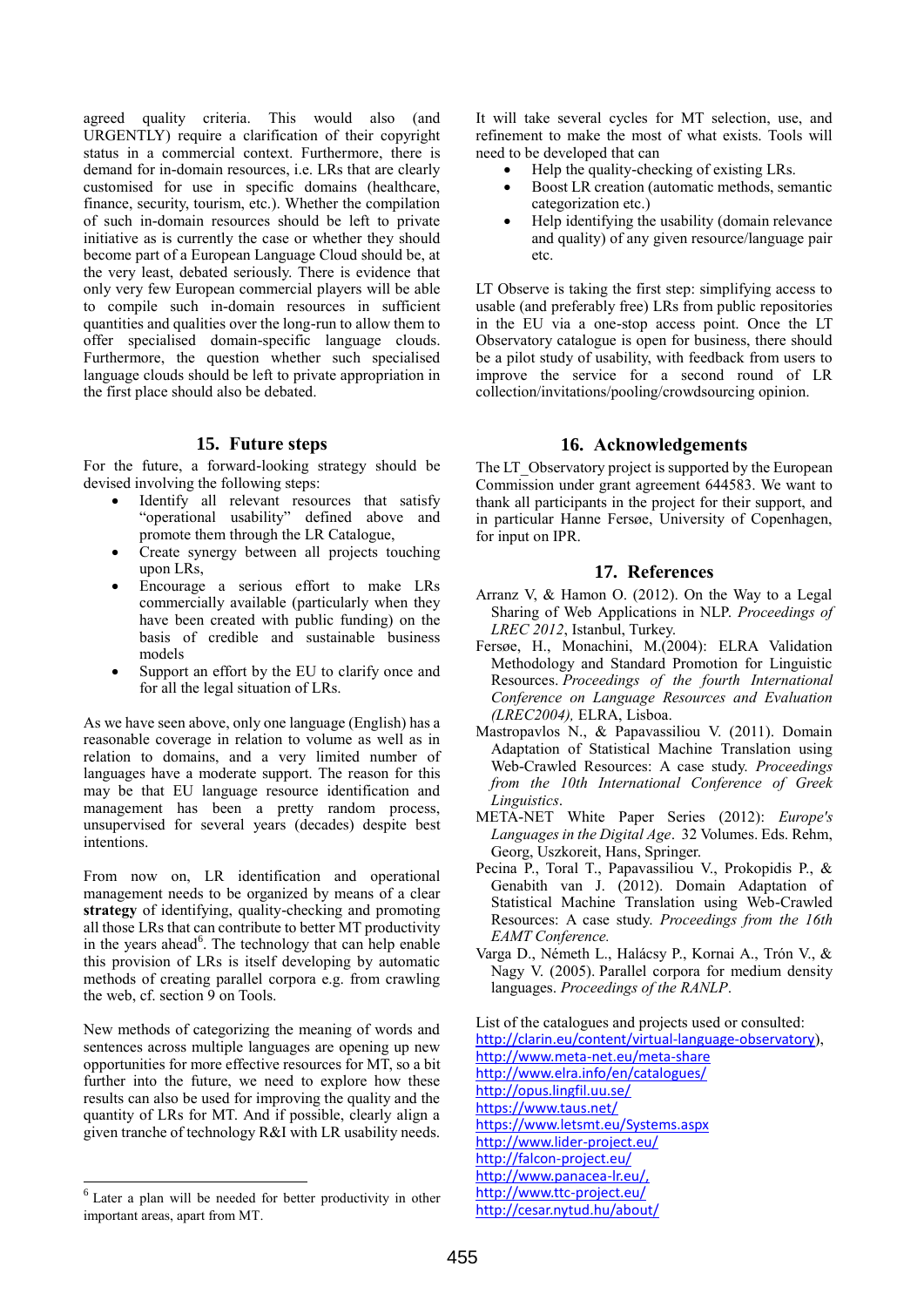agreed quality criteria. This would also (and URGENTLY) require a clarification of their copyright status in a commercial context. Furthermore, there is demand for in-domain resources, i.e. LRs that are clearly customised for use in specific domains (healthcare, finance, security, tourism, etc.). Whether the compilation of such in-domain resources should be left to private initiative as is currently the case or whether they should become part of a European Language Cloud should be, at the very least, debated seriously. There is evidence that only very few European commercial players will be able to compile such in-domain resources in sufficient quantities and qualities over the long-run to allow them to offer specialised domain-specific language clouds. Furthermore, the question whether such specialised language clouds should be left to private appropriation in the first place should also be debated.

## 15. Future steps

For the future, a forward-looking strategy should be devised involving the following steps:

- Identify all relevant resources that satisfy "operational usability" defined above and promote them through the LR Catalogue,
- Create synergy between all projects touching upon LRs,
- Encourage a serious effort to make LRs commercially available (particularly when they have been created with public funding) on the basis of credible and sustainable business models
- Support an effort by the EU to clarify once and for all the legal situation of LRs.

As we have seen above, only one language (English) has a reasonable coverage in relation to volume as well as in relation to domains, and a very limited number of languages have a moderate support. The reason for this may be that EU language resource identification and management has been a pretty random process, unsupervised for several years (decades) despite best intentions.

From now on, LR identification and operational management needs to be organized by means of a clear **strategy** of identifying, quality-checking and promoting all those LRs that can contribute to better MT productivity in the years ahead[6]. The technology that can help enable this provision of LRs is itself developing by automatic methods of creating parallel corpora e.g. from crawling the web, cf. section 9 on Tools.

New methods of categorizing the meaning of words and sentences across multiple languages are opening up new opportunities for more effective resources for MT, so a bit further into the future, we need to explore how these results can also be used for improving the quality and the quantity of LRs for MT. And if possible, clearly align a given tranche of technology R&I with LR usability needs.

[6] Later a plan will be needed for better productivity in other important areas, apart from MT.

It will take several cycles for MT selection, use, and refinement to make the most of what exists. Tools will need to be developed that can

- Help the quality-checking of existing LRs.
- Boost LR creation (automatic methods, semantic categorization etc.)
- Help identifying the usability (domain relevance and quality) of any given resource/language pair etc.

LT Observe is taking the first step: simplifying access to usable (and preferably free) LRs from public repositories in the EU via a one-stop access point. Once the LT Observatory catalogue is open for business, there should be a pilot study of usability, with feedback from users to improve the service for a second round of LR collection/invitations/pooling/crowdsourcing opinion.

## 16. Acknowledgements

The LT_Observatory project is supported by the European Commission under grant agreement 644583. We want to thank all participants in the project for their support, and in particular Hanne Fersøe, University of Copenhagen, for input on IPR.

## 17. References

Arranz V, & Hamon O. (2012). On the Way to a Legal Sharing of Web Applications in NLP. *Proceedings of LREC 2012*, Istanbul, Turkey.

Fersøe, H., Monachini, M.(2004): ELRA Validation Methodology and Standard Promotion for Linguistic Resources. *Proceedings of the fourth International Conference on Language Resources and Evaluation (LREC2004),* ELRA, Lisboa.

Mastropavlos N., & Papavassiliou V. (2011). Domain Adaptation of Statistical Machine Translation using Web-Crawled Resources: A case study. *Proceedings from the 10th International Conference of Greek Linguistics*.

META-NET White Paper Series (2012): *Europe's Languages in the Digital Age*. 32 Volumes. Eds. Rehm, Georg, Uszkoreit, Hans, Springer.

Pecina P., Toral T., Papavassiliou V., Prokopidis P., & Genabith van J. (2012). Domain Adaptation of Statistical Machine Translation using Web-Crawled Resources: A case study. *Proceedings from the 16th EAMT Conference.*

Varga D., Németh L., Halácsy P., Kornai A., Trón V., & Nagy V. (2005). Parallel corpora for medium density languages. *Proceedings of the RANLP*.

List of the catalogues and projects used or consulted:
http://clarin.eu/content/virtual-language-observatory),
http://www.meta-net.eu/meta-share
http://www.elra.info/en/catalogues/
http://opus.lingfil.uu.se/
https://www.taus.net/
https://www.letsmt.eu/Systems.aspx
http://www.lider-project.eu/
http://falcon-project.eu/
http://www.panacea-lr.eu/,
http://www.ttc-project.eu/
http://cesar.nytud.hu/about/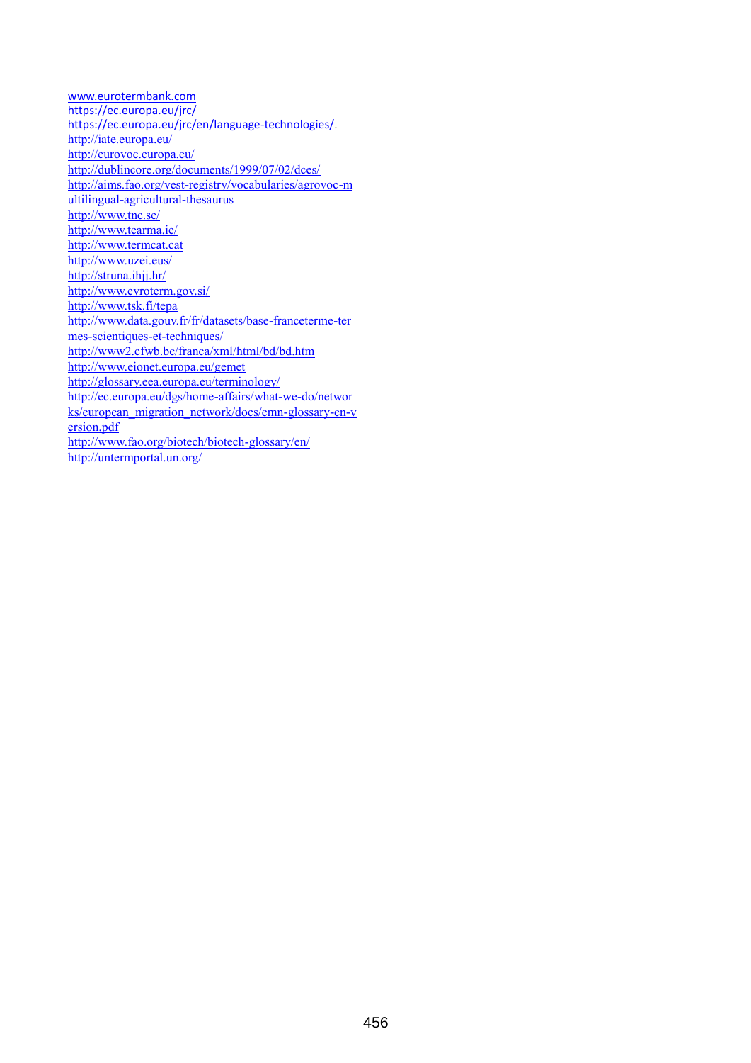www.eurotermbank.com
https://ec.europa.eu/jrc/
https://ec.europa.eu/jrc/en/language-technologies/.
http://iate.europa.eu/
http://eurovoc.europa.eu/
http://dublincore.org/documents/1999/07/02/dces/
http://aims.fao.org/vest-registry/vocabularies/agrovoc-multilingual-agricultural-thesaurus
http://www.tnc.se/
http://www.tearma.ie/
http://www.termcat.cat
http://www.uzei.eus/
http://struna.ihjj.hr/
http://www.evroterm.gov.si/
http://www.tsk.fi/tepa
http://www.data.gouv.fr/fr/datasets/base-franceterme-termes-scientiques-et-techniques/
http://www2.cfwb.be/franca/xml/html/bd/bd.htm
http://www.eionet.europa.eu/gemet
http://glossary.eea.europa.eu/terminology/
http://ec.europa.eu/dgs/home-affairs/what-we-do/networks/european_migration_network/docs/emn-glossary-en-version.pdf
http://www.fao.org/biotech/biotech-glossary/en/
http://untermportal.un.org/